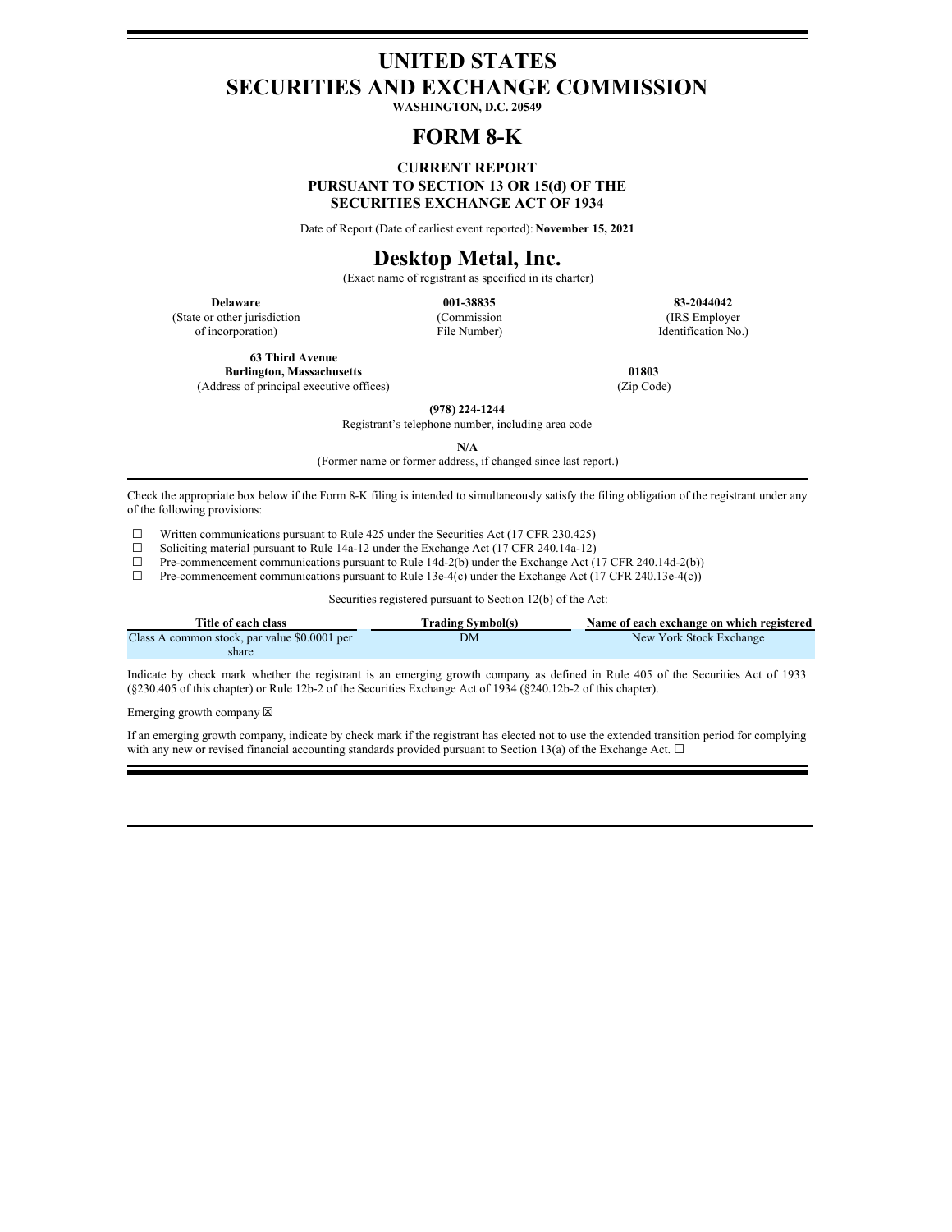# UNITED STATES
# SECURITIES AND EXCHANGE COMMISSION

**WASHINGTON, D.C. 20549**

# FORM 8-K

**CURRENT REPORT**
**PURSUANT TO SECTION 13 OR 15(d) OF THE SECURITIES EXCHANGE ACT OF 1934**

Date of Report (Date of earliest event reported): **November 15, 2021**

# Desktop Metal, Inc.

(Exact name of registrant as specified in its charter)

| **Delaware** | **001-38835** | **83-2044042** |
|---|---|---|
| (State or other jurisdiction of incorporation) | (Commission File Number) | (IRS Employer Identification No.) |

| **63 Third Avenue Burlington, Massachusetts** | **01803** |
|---|---|
| (Address of principal executive offices) | (Zip Code) |

**(978) 224-1244**
Registrant's telephone number, including area code

**N/A**
(Former name or former address, if changed since last report.)

Check the appropriate box below if the Form 8-K filing is intended to simultaneously satisfy the filing obligation of the registrant under any of the following provisions:

☐ Written communications pursuant to Rule 425 under the Securities Act (17 CFR 230.425)
☐ Soliciting material pursuant to Rule 14a-12 under the Exchange Act (17 CFR 240.14a-12)
☐ Pre-commencement communications pursuant to Rule 14d-2(b) under the Exchange Act (17 CFR 240.14d-2(b))
☐ Pre-commencement communications pursuant to Rule 13e-4(c) under the Exchange Act (17 CFR 240.13e-4(c))

Securities registered pursuant to Section 12(b) of the Act:

| Title of each class | Trading Symbol(s) | Name of each exchange on which registered |
|---|---|---|
| Class A common stock, par value $0.0001 per share | DM | New York Stock Exchange |

Indicate by check mark whether the registrant is an emerging growth company as defined in Rule 405 of the Securities Act of 1933 (§230.405 of this chapter) or Rule 12b-2 of the Securities Exchange Act of 1934 (§240.12b-2 of this chapter).

Emerging growth company ☒

If an emerging growth company, indicate by check mark if the registrant has elected not to use the extended transition period for complying with any new or revised financial accounting standards provided pursuant to Section 13(a) of the Exchange Act. ☐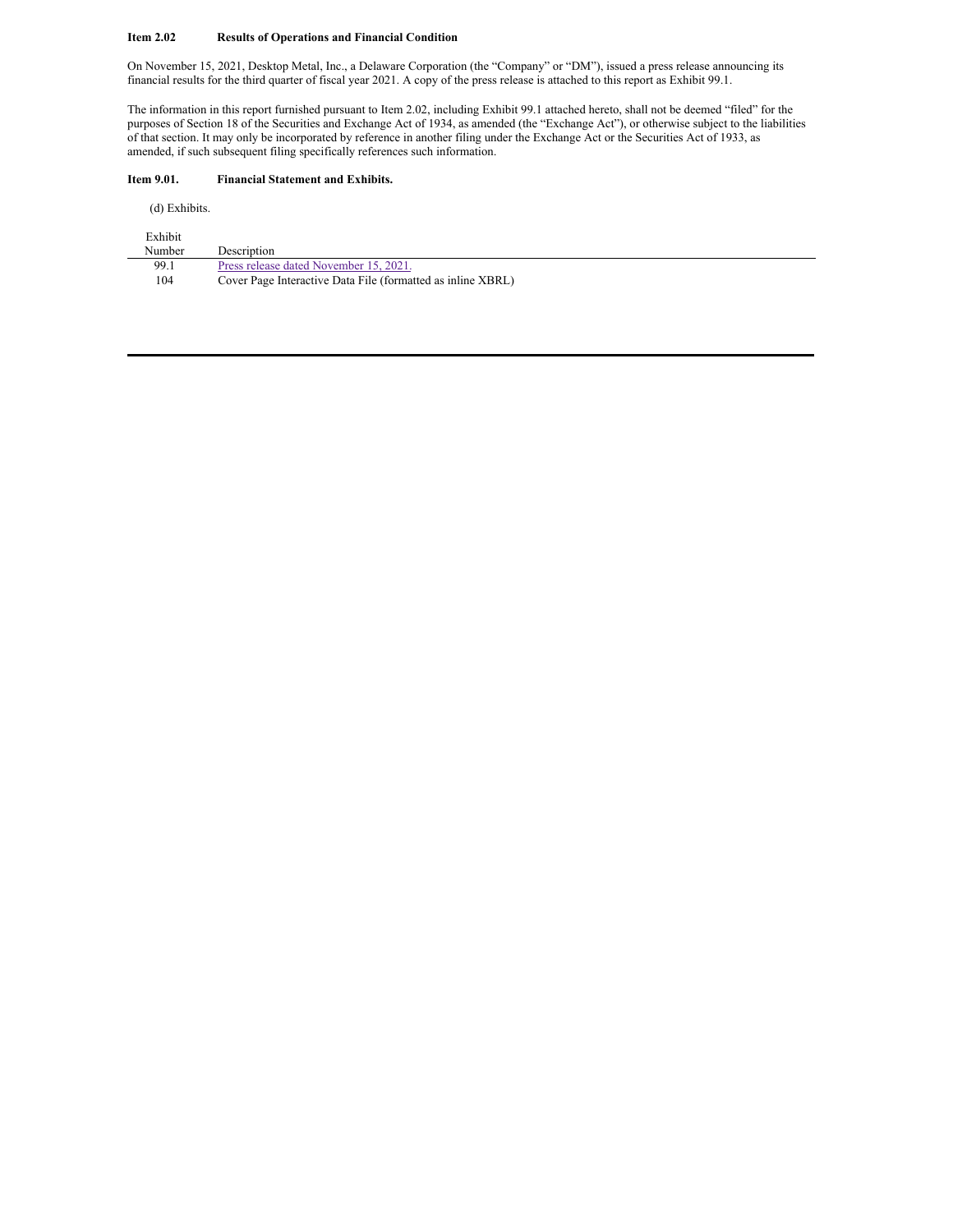**Item 2.02 Results of Operations and Financial Condition**

On November 15, 2021, Desktop Metal, Inc., a Delaware Corporation (the "Company" or "DM"), issued a press release announcing its financial results for the third quarter of fiscal year 2021. A copy of the press release is attached to this report as Exhibit 99.1.

The information in this report furnished pursuant to Item 2.02, including Exhibit 99.1 attached hereto, shall not be deemed "filed" for the purposes of Section 18 of the Securities and Exchange Act of 1934, as amended (the "Exchange Act"), or otherwise subject to the liabilities of that section. It may only be incorporated by reference in another filing under the Exchange Act or the Securities Act of 1933, as amended, if such subsequent filing specifically references such information.

**Item 9.01. Financial Statement and Exhibits.**

(d) Exhibits.

| Exhibit Number | Description |
|---|---|
| 99.1 | Press release dated November 15, 2021. |
| 104 | Cover Page Interactive Data File (formatted as inline XBRL) |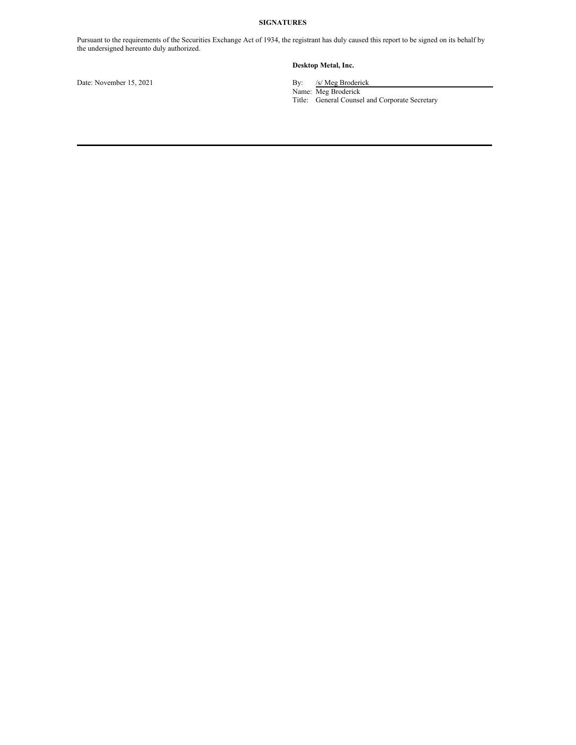**SIGNATURES**

Pursuant to the requirements of the Securities Exchange Act of 1934, the registrant has duly caused this report to be signed on its behalf by the undersigned hereunto duly authorized.

**Desktop Metal, Inc.**

Date: November 15, 2021

By: /s/ Meg Broderick
Name: Meg Broderick
Title: General Counsel and Corporate Secretary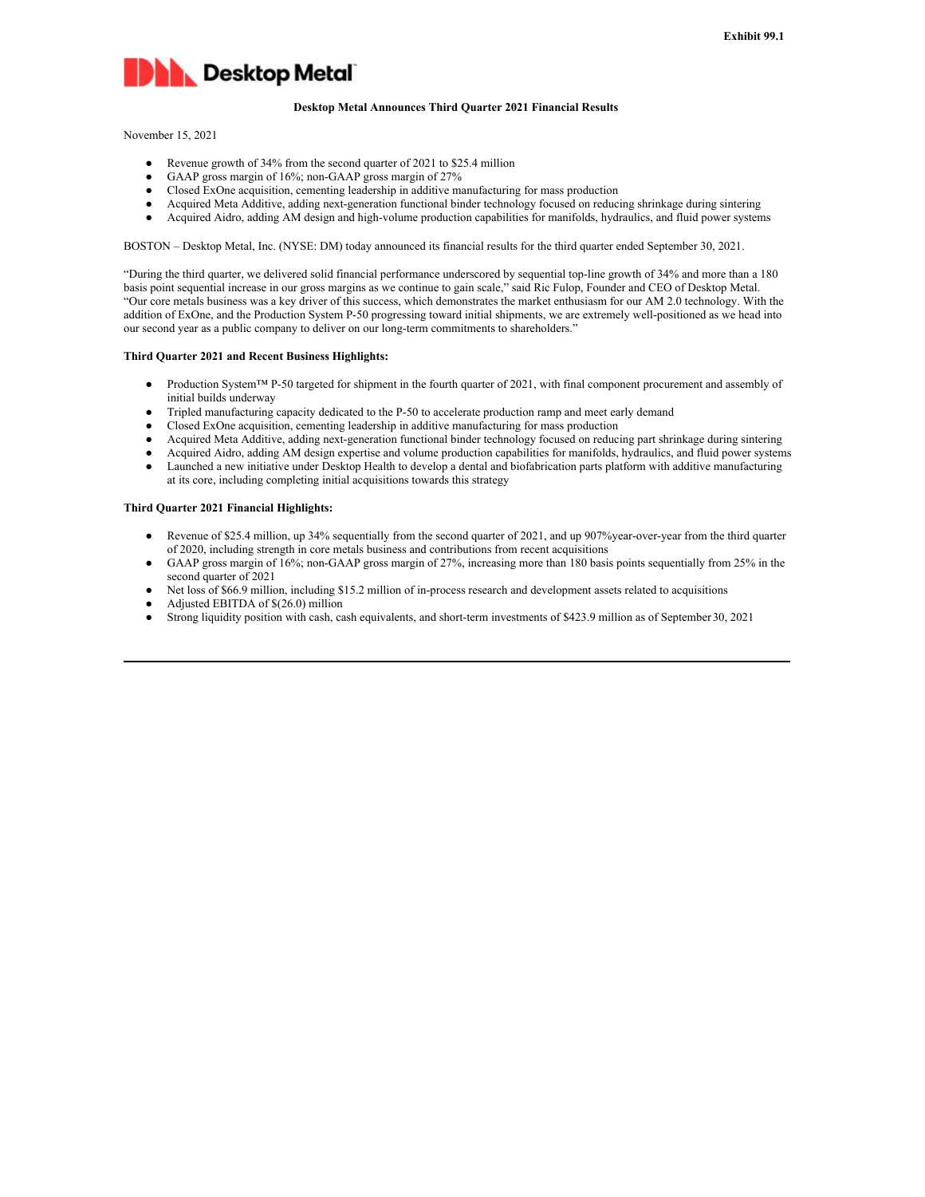Exhibit 99.1

Desktop Metal

**Desktop Metal Announces Third Quarter 2021 Financial Results**

November 15, 2021

- Revenue growth of 34% from the second quarter of 2021 to $25.4 million
- GAAP gross margin of 16%; non-GAAP gross margin of 27%
- Closed ExOne acquisition, cementing leadership in additive manufacturing for mass production
- Acquired Meta Additive, adding next-generation functional binder technology focused on reducing shrinkage during sintering
- Acquired Aidro, adding AM design and high-volume production capabilities for manifolds, hydraulics, and fluid power systems

BOSTON – Desktop Metal, Inc. (NYSE: DM) today announced its financial results for the third quarter ended September 30, 2021.

"During the third quarter, we delivered solid financial performance underscored by sequential top-line growth of 34% and more than a 180 basis point sequential increase in our gross margins as we continue to gain scale," said Ric Fulop, Founder and CEO of Desktop Metal. "Our core metals business was a key driver of this success, which demonstrates the market enthusiasm for our AM 2.0 technology. With the addition of ExOne, and the Production System P-50 progressing toward initial shipments, we are extremely well-positioned as we head into our second year as a public company to deliver on our long-term commitments to shareholders."

**Third Quarter 2021 and Recent Business Highlights:**

- Production System™ P-50 targeted for shipment in the fourth quarter of 2021, with final component procurement and assembly of initial builds underway
- Tripled manufacturing capacity dedicated to the P-50 to accelerate production ramp and meet early demand
- Closed ExOne acquisition, cementing leadership in additive manufacturing for mass production
- Acquired Meta Additive, adding next-generation functional binder technology focused on reducing part shrinkage during sintering
- Acquired Aidro, adding AM design expertise and volume production capabilities for manifolds, hydraulics, and fluid power systems
- Launched a new initiative under Desktop Health to develop a dental and biofabrication parts platform with additive manufacturing at its core, including completing initial acquisitions towards this strategy

**Third Quarter 2021 Financial Highlights:**

- Revenue of $25.4 million, up 34% sequentially from the second quarter of 2021, and up 907%year-over-year from the third quarter of 2020, including strength in core metals business and contributions from recent acquisitions
- GAAP gross margin of 16%; non-GAAP gross margin of 27%, increasing more than 180 basis points sequentially from 25% in the second quarter of 2021
- Net loss of $66.9 million, including $15.2 million of in-process research and development assets related to acquisitions
- Adjusted EBITDA of $(26.0) million
- Strong liquidity position with cash, cash equivalents, and short-term investments of $423.9 million as of September 30, 2021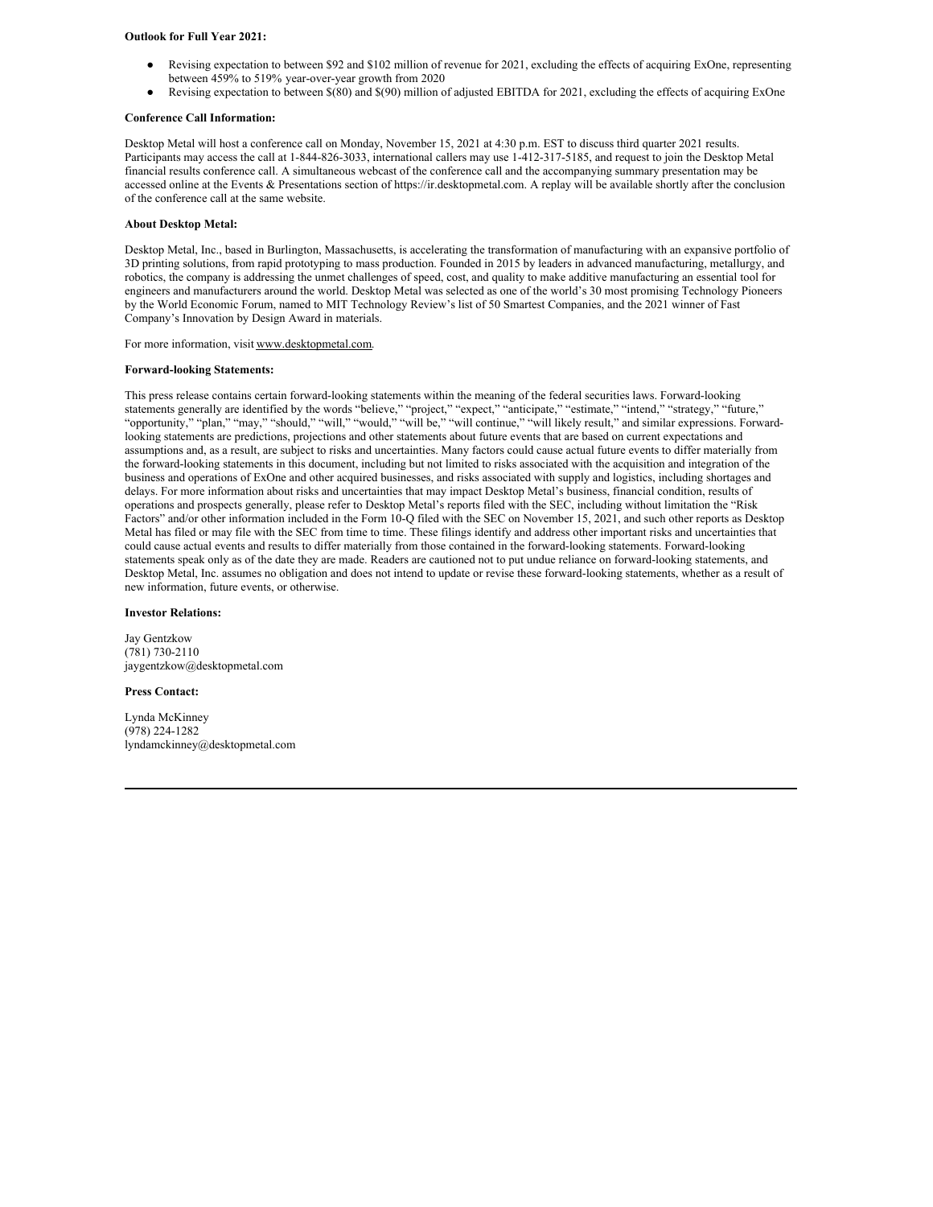**Outlook for Full Year 2021:**

- Revising expectation to between $92 and $102 million of revenue for 2021, excluding the effects of acquiring ExOne, representing between 459% to 519% year-over-year growth from 2020
- Revising expectation to between $(80) and $(90) million of adjusted EBITDA for 2021, excluding the effects of acquiring ExOne

**Conference Call Information:**

Desktop Metal will host a conference call on Monday, November 15, 2021 at 4:30 p.m. EST to discuss third quarter 2021 results. Participants may access the call at 1-844-826-3033, international callers may use 1-412-317-5185, and request to join the Desktop Metal financial results conference call. A simultaneous webcast of the conference call and the accompanying summary presentation may be accessed online at the Events & Presentations section of https://ir.desktopmetal.com. A replay will be available shortly after the conclusion of the conference call at the same website.

**About Desktop Metal:**

Desktop Metal, Inc., based in Burlington, Massachusetts, is accelerating the transformation of manufacturing with an expansive portfolio of 3D printing solutions, from rapid prototyping to mass production. Founded in 2015 by leaders in advanced manufacturing, metallurgy, and robotics, the company is addressing the unmet challenges of speed, cost, and quality to make additive manufacturing an essential tool for engineers and manufacturers around the world. Desktop Metal was selected as one of the world's 30 most promising Technology Pioneers by the World Economic Forum, named to MIT Technology Review's list of 50 Smartest Companies, and the 2021 winner of Fast Company's Innovation by Design Award in materials.

For more information, visit www.desktopmetal.com.

**Forward-looking Statements:**

This press release contains certain forward-looking statements within the meaning of the federal securities laws. Forward-looking statements generally are identified by the words "believe," "project," "expect," "anticipate," "estimate," "intend," "strategy," "future," "opportunity," "plan," "may," "should," "will," "would," "will be," "will continue," "will likely result," and similar expressions. Forward-looking statements are predictions, projections and other statements about future events that are based on current expectations and assumptions and, as a result, are subject to risks and uncertainties. Many factors could cause actual future events to differ materially from the forward-looking statements in this document, including but not limited to risks associated with the acquisition and integration of the business and operations of ExOne and other acquired businesses, and risks associated with supply and logistics, including shortages and delays. For more information about risks and uncertainties that may impact Desktop Metal's business, financial condition, results of operations and prospects generally, please refer to Desktop Metal's reports filed with the SEC, including without limitation the "Risk Factors" and/or other information included in the Form 10-Q filed with the SEC on November 15, 2021, and such other reports as Desktop Metal has filed or may file with the SEC from time to time. These filings identify and address other important risks and uncertainties that could cause actual events and results to differ materially from those contained in the forward-looking statements. Forward-looking statements speak only as of the date they are made. Readers are cautioned not to put undue reliance on forward-looking statements, and Desktop Metal, Inc. assumes no obligation and does not intend to update or revise these forward-looking statements, whether as a result of new information, future events, or otherwise.

**Investor Relations:**

Jay Gentzkow
(781) 730-2110
jaygentzkow@desktopmetal.com

**Press Contact:**

Lynda McKinney
(978) 224-1282
lyndamckinney@desktopmetal.com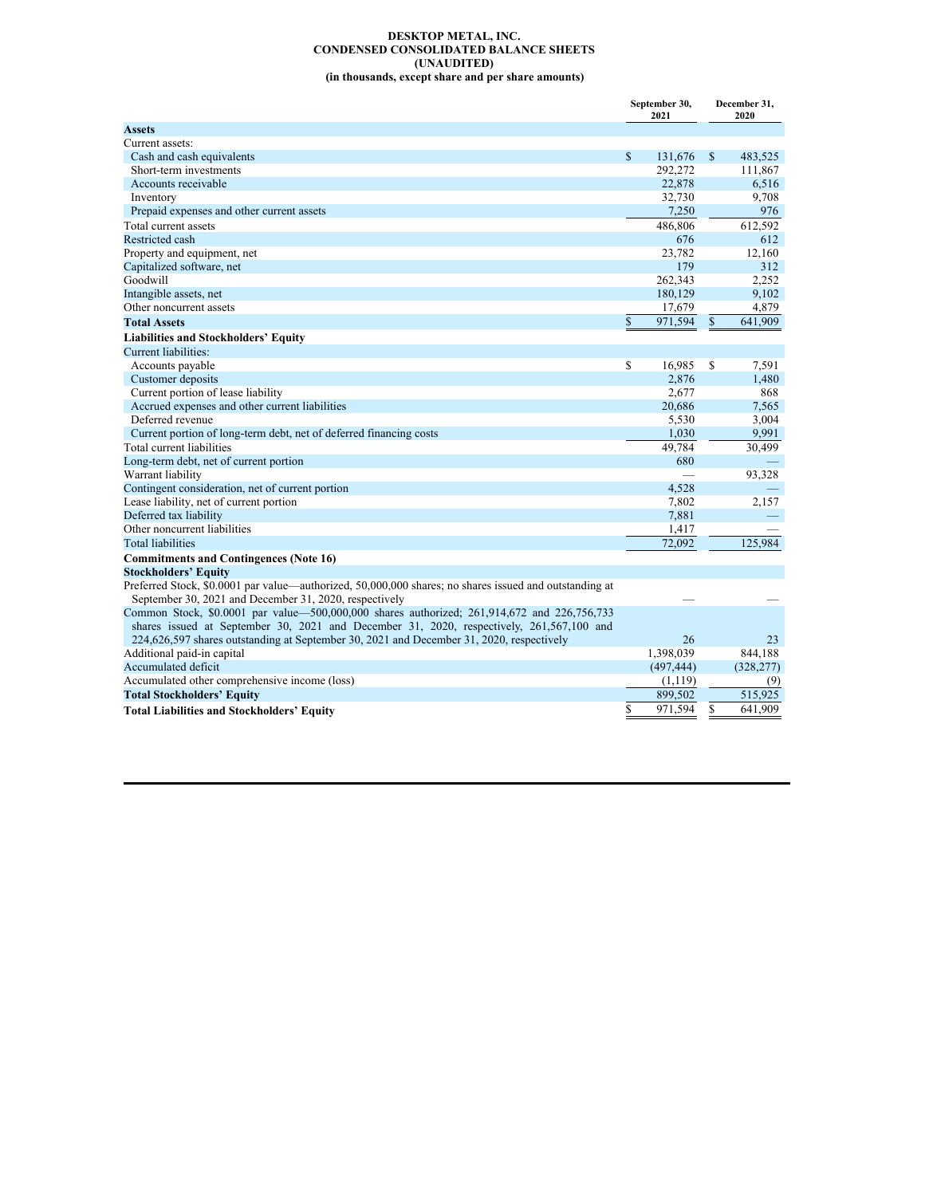# DESKTOP METAL, INC.
## CONDENSED CONSOLIDATED BALANCE SHEETS
## (UNAUDITED)
### (in thousands, except share and per share amounts)

| | September 30, 2021 | December 31, 2020 |
|---|---|---|
| **Assets** | | |
| Current assets: | | |
| Cash and cash equivalents | $ 131,676 | $ 483,525 |
| Short-term investments | 292,272 | 111,867 |
| Accounts receivable | 22,878 | 6,516 |
| Inventory | 32,730 | 9,708 |
| Prepaid expenses and other current assets | 7,250 | 976 |
| Total current assets | 486,806 | 612,592 |
| Restricted cash | 676 | 612 |
| Property and equipment, net | 23,782 | 12,160 |
| Capitalized software, net | 179 | 312 |
| Goodwill | 262,343 | 2,252 |
| Intangible assets, net | 180,129 | 9,102 |
| Other noncurrent assets | 17,679 | 4,879 |
| **Total Assets** | $ 971,594 | $ 641,909 |
| **Liabilities and Stockholders' Equity** | | |
| Current liabilities: | | |
| Accounts payable | $ 16,985 | $ 7,591 |
| Customer deposits | 2,876 | 1,480 |
| Current portion of lease liability | 2,677 | 868 |
| Accrued expenses and other current liabilities | 20,686 | 7,565 |
| Deferred revenue | 5,530 | 3,004 |
| Current portion of long-term debt, net of deferred financing costs | 1,030 | 9,991 |
| Total current liabilities | 49,784 | 30,499 |
| Long-term debt, net of current portion | 680 | — |
| Warrant liability | — | 93,328 |
| Contingent consideration, net of current portion | 4,528 | — |
| Lease liability, net of current portion | 7,802 | 2,157 |
| Deferred tax liability | 7,881 | — |
| Other noncurrent liabilities | 1,417 | — |
| Total liabilities | 72,092 | 125,984 |
| **Commitments and Contingences (Note 16)** | | |
| **Stockholders' Equity** | | |
| Preferred Stock, $0.0001 par value—authorized, 50,000,000 shares; no shares issued and outstanding at September 30, 2021 and December 31, 2020, respectively | — | — |
| Common Stock, $0.0001 par value—500,000,000 shares authorized; 261,914,672 and 226,756,733 shares issued at September 30, 2021 and December 31, 2020, respectively, 261,567,100 and 224,626,597 shares outstanding at September 30, 2021 and December 31, 2020, respectively | 26 | 23 |
| Additional paid-in capital | 1,398,039 | 844,188 |
| Accumulated deficit | (497,444) | (328,277) |
| Accumulated other comprehensive income (loss) | (1,119) | (9) |
| **Total Stockholders' Equity** | 899,502 | 515,925 |
| **Total Liabilities and Stockholders' Equity** | $ 971,594 | $ 641,909 |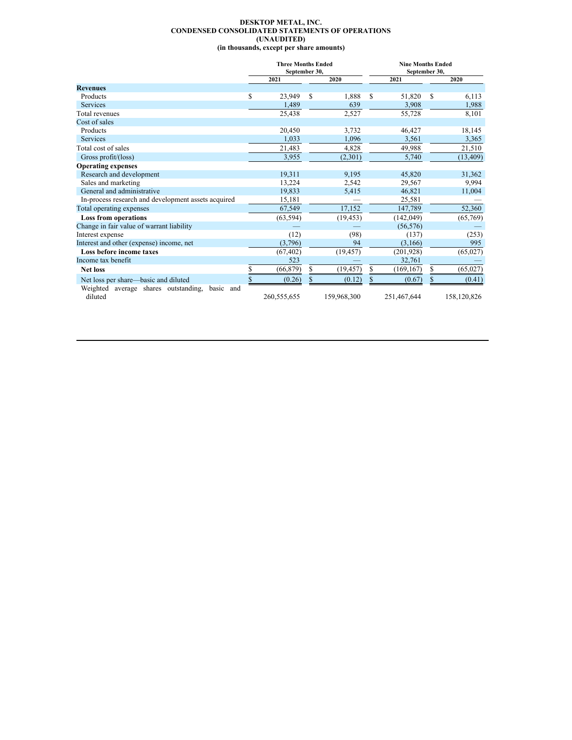**DESKTOP METAL, INC.**
**CONDENSED CONSOLIDATED STATEMENTS OF OPERATIONS**
**(UNAUDITED)**
**(in thousands, except per share amounts)**

| | Three Months Ended September 30, | | Nine Months Ended September 30, | |
|---|---|---|---|---|
| | 2021 | 2020 | 2021 | 2020 |
| **Revenues** | | | | |
| Products | $ 23,949 | $ 1,888 | $ 51,820 | $ 6,113 |
| Services | 1,489 | 639 | 3,908 | 1,988 |
| Total revenues | 25,438 | 2,527 | 55,728 | 8,101 |
| Cost of sales | | | | |
| Products | 20,450 | 3,732 | 46,427 | 18,145 |
| Services | 1,033 | 1,096 | 3,561 | 3,365 |
| Total cost of sales | 21,483 | 4,828 | 49,988 | 21,510 |
| Gross profit/(loss) | 3,955 | (2,301) | 5,740 | (13,409) |
| **Operating expenses** | | | | |
| Research and development | 19,311 | 9,195 | 45,820 | 31,362 |
| Sales and marketing | 13,224 | 2,542 | 29,567 | 9,994 |
| General and administrative | 19,833 | 5,415 | 46,821 | 11,004 |
| In-process research and development assets acquired | 15,181 | — | 25,581 | — |
| Total operating expenses | 67,549 | 17,152 | 147,789 | 52,360 |
| **Loss from operations** | (63,594) | (19,453) | (142,049) | (65,769) |
| Change in fair value of warrant liability | — | — | (56,576) | — |
| Interest expense | (12) | (98) | (137) | (253) |
| Interest and other (expense) income, net | (3,796) | 94 | (3,166) | 995 |
| **Loss before income taxes** | (67,402) | (19,457) | (201,928) | (65,027) |
| Income tax benefit | 523 | — | 32,761 | — |
| **Net loss** | $ (66,879) | $ (19,457) | $ (169,167) | $ (65,027) |
| Net loss per share—basic and diluted | $ (0.26) | $ (0.12) | $ (0.67) | $ (0.41) |
| Weighted average shares outstanding, basic and diluted | 260,555,655 | 159,968,300 | 251,467,644 | 158,120,826 |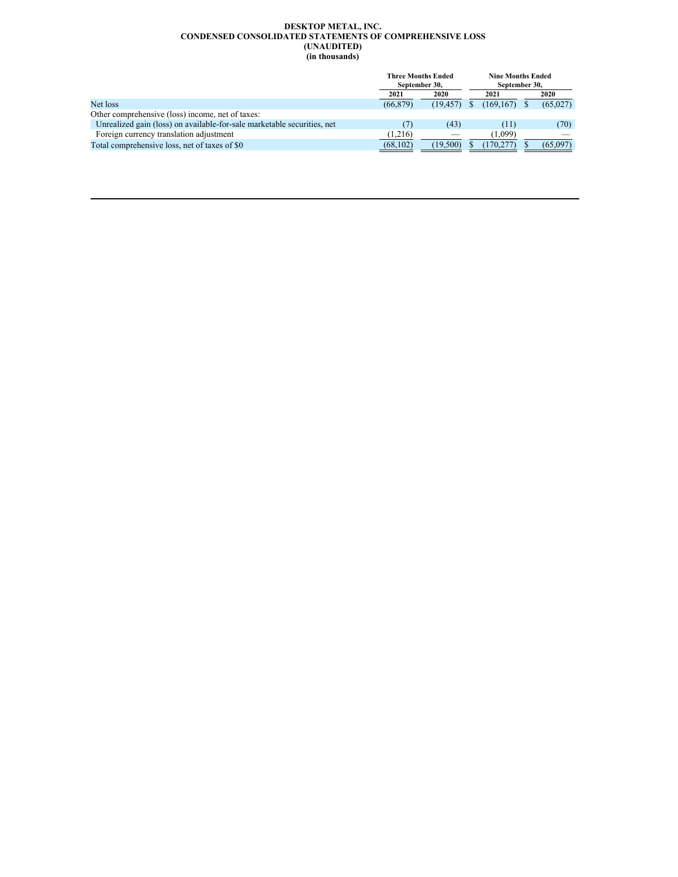**DESKTOP METAL, INC.**
**CONDENSED CONSOLIDATED STATEMENTS OF COMPREHENSIVE LOSS**
**(UNAUDITED)**
**(in thousands)**

| | Three Months Ended September 30, | | Nine Months Ended September 30, | |
|---|---|---|---|---|
| | 2021 | 2020 | 2021 | 2020 |
| Net loss | (66,879) | (19,457) | $ (169,167) | $ (65,027) |
| Other comprehensive (loss) income, net of taxes: | | | | |
| Unrealized gain (loss) on available-for-sale marketable securities, net | (7) | (43) | (11) | (70) |
| Foreign currency translation adjustment | (1,216) | — | (1,099) | — |
| Total comprehensive loss, net of taxes of $0 | (68,102) | (19,500) | $ (170,277) | $ (65,097) |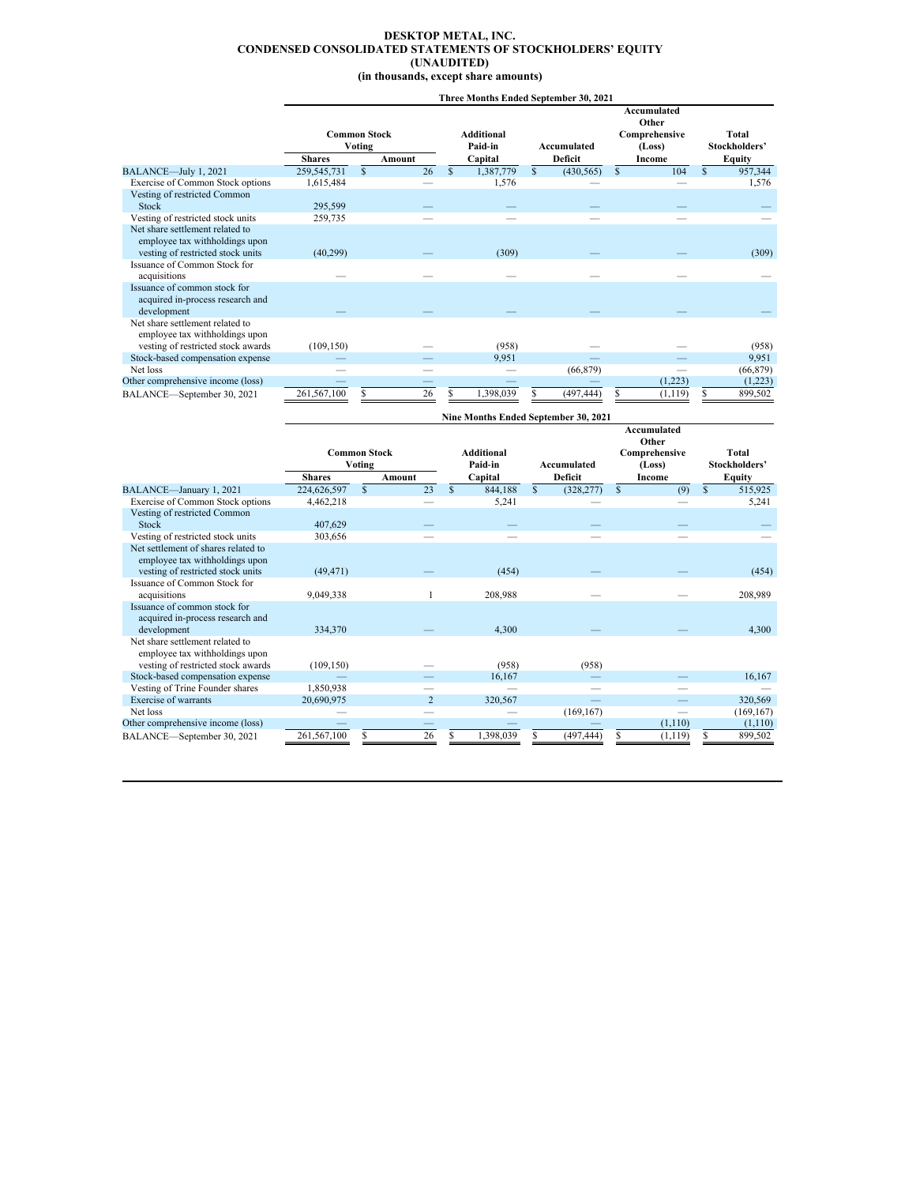# DESKTOP METAL, INC.
## CONDENSED CONSOLIDATED STATEMENTS OF STOCKHOLDERS' EQUITY
### (UNAUDITED)
### (in thousands, except share amounts)

| | Three Months Ended September 30, 2021 | | | | | |
|---|---|---|---|---|---|---|
| | Common Stock Voting | | Additional Paid-in Capital | Accumulated Deficit | Accumulated Other Comprehensive (Loss) Income | Total Stockholders' Equity |
| | Shares | Amount | | | | |
| BALANCE—July 1, 2021 | 259,545,731 | $ 26 | $ 1,387,779 | $ (430,565) | $ 104 | $ 957,344 |
| Exercise of Common Stock options | 1,615,484 | — | 1,576 | — | — | 1,576 |
| Vesting of restricted Common Stock | 295,599 | — | — | — | — | — |
| Vesting of restricted stock units | 259,735 | — | — | — | — | — |
| Net share settlement related to employee tax withholdings upon vesting of restricted stock units | (40,299) | — | (309) | — | — | (309) |
| Issuance of Common Stock for acquisitions | — | — | — | — | — | — |
| Issuance of common stock for acquired in-process research and development | — | — | — | — | — | — |
| Net share settlement related to employee tax withholdings upon vesting of restricted stock awards | (109,150) | — | (958) | — | — | (958) |
| Stock-based compensation expense | — | — | 9,951 | — | — | 9,951 |
| Net loss | — | — | — | (66,879) | — | (66,879) |
| Other comprehensive income (loss) | — | — | — | — | (1,223) | (1,223) |
| BALANCE—September 30, 2021 | 261,567,100 | $ 26 | $ 1,398,039 | $ (497,444) | $ (1,119) | $ 899,502 |

| | Nine Months Ended September 30, 2021 | | | | | |
|---|---|---|---|---|---|---|
| | Common Stock Voting | | Additional Paid-in Capital | Accumulated Deficit | Accumulated Other Comprehensive (Loss) Income | Total Stockholders' Equity |
| | Shares | Amount | | | | |
| BALANCE—January 1, 2021 | 224,626,597 | $ 23 | $ 844,188 | $ (328,277) | $ (9) | $ 515,925 |
| Exercise of Common Stock options | 4,462,218 | — | 5,241 | — | — | 5,241 |
| Vesting of restricted Common Stock | 407,629 | — | — | — | — | — |
| Vesting of restricted stock units | 303,656 | — | — | — | — | — |
| Net settlement of shares related to employee tax withholdings upon vesting of restricted stock units | (49,471) | — | (454) | — | — | (454) |
| Issuance of Common Stock for acquisitions | 9,049,338 | 1 | 208,988 | — | — | 208,989 |
| Issuance of common stock for acquired in-process research and development | 334,370 | — | 4,300 | — | — | 4,300 |
| Net share settlement related to employee tax withholdings upon vesting of restricted stock awards | (109,150) | — | (958) | (958) | | |
| Stock-based compensation expense | — | — | 16,167 | — | — | 16,167 |
| Vesting of Trine Founder shares | 1,850,938 | — | — | — | — | — |
| Exercise of warrants | 20,690,975 | 2 | 320,567 | — | — | 320,569 |
| Net loss | — | — | — | (169,167) | — | (169,167) |
| Other comprehensive income (loss) | — | — | — | — | (1,110) | (1,110) |
| BALANCE—September 30, 2021 | 261,567,100 | $ 26 | $ 1,398,039 | $ (497,444) | $ (1,119) | $ 899,502 |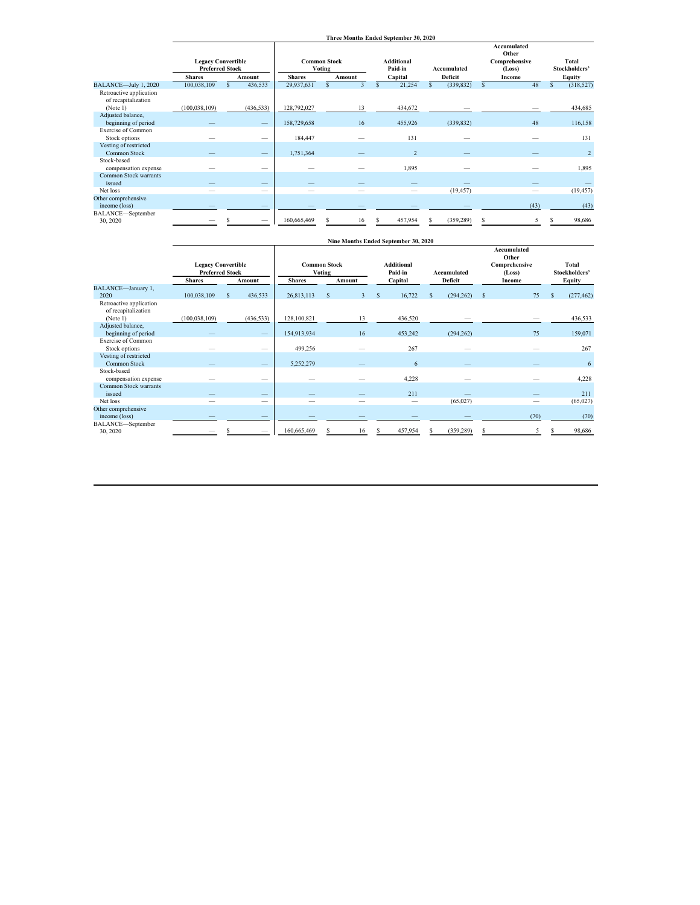**Three Months Ended September 30, 2020**

| | Legacy Convertible Preferred Stock | | Common Stock Voting | | Additional Paid-in | Accumulated | Accumulated Other Comprehensive (Loss) | Total Stockholders' |
|---|---|---|---|---|---|---|---|---|
| | Shares | Amount | Shares | Amount | Capital | Deficit | Income | Equity |
| BALANCE—July 1, 2020 | 100,038,109 | $ 436,533 | 29,937,631 | $ 3 | $ 21,254 | $ (339,832) | $ 48 | $ (318,527) |
| Retroactive application of recapitalization (Note 1) | (100,038,109) | (436,533) | 128,792,027 | 13 | 434,672 | — | — | 434,685 |
| Adjusted balance, beginning of period | — | — | 158,729,658 | 16 | 455,926 | (339,832) | 48 | 116,158 |
| Exercise of Common Stock options | — | — | 184,447 | — | 131 | — | — | 131 |
| Vesting of restricted Common Stock | — | — | 1,751,364 | — | 2 | — | — | 2 |
| Stock-based compensation expense | — | — | — | — | 1,895 | — | — | 1,895 |
| Common Stock warrants issued | — | — | — | — | — | — | — | — |
| Net loss | — | — | — | — | — | (19,457) | — | (19,457) |
| Other comprehensive income (loss) | — | — | — | — | — | — | (43) | (43) |
| BALANCE—September 30, 2020 | — | $ — | 160,665,469 | $ 16 | $ 457,954 | $ (359,289) | $ 5 | $ 98,686 |

**Nine Months Ended September 30, 2020**

| | Legacy Convertible Preferred Stock | | Common Stock Voting | | Additional Paid-in | Accumulated | Accumulated Other Comprehensive (Loss) | Total Stockholders' |
|---|---|---|---|---|---|---|---|---|
| | Shares | Amount | Shares | Amount | Capital | Deficit | Income | Equity |
| BALANCE—January 1, 2020 | 100,038,109 | $ 436,533 | 26,813,113 | $ 3 | $ 16,722 | $ (294,262) | $ 75 | $ (277,462) |
| Retroactive application of recapitalization (Note 1) | (100,038,109) | (436,533) | 128,100,821 | 13 | 436,520 | — | — | 436,533 |
| Adjusted balance, beginning of period | — | — | 154,913,934 | 16 | 453,242 | (294,262) | 75 | 159,071 |
| Exercise of Common Stock options | — | — | 499,256 | — | 267 | — | — | 267 |
| Vesting of restricted Common Stock | — | — | 5,252,279 | — | 6 | — | — | 6 |
| Stock-based compensation expense | — | — | — | — | 4,228 | — | — | 4,228 |
| Common Stock warrants issued | — | — | — | — | 211 | — | — | 211 |
| Net loss | — | — | — | — | — | (65,027) | — | (65,027) |
| Other comprehensive income (loss) | — | — | — | — | — | — | (70) | (70) |
| BALANCE—September 30, 2020 | — | $ — | 160,665,469 | $ 16 | $ 457,954 | $ (359,289) | $ 5 | $ 98,686 |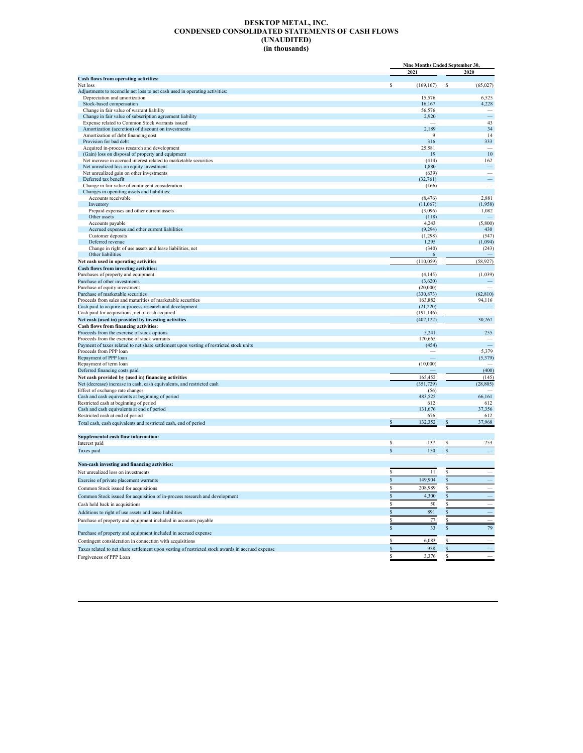# DESKTOP METAL, INC.
# CONDENSED CONSOLIDATED STATEMENTS OF CASH FLOWS
# (UNAUDITED)
# (in thousands)

| | Nine Months Ended September 30, | |
|---|---|---|
| | 2021 | 2020 |
| **Cash flows from operating activities:** | | |
| Net loss | $ (169,167) | $ (65,027) |
| Adjustments to reconcile net loss to net cash used in operating activities: | | |
| Depreciation and amortization | 15,576 | 6,525 |
| Stock-based compensation | 16,167 | 4,228 |
| Change in fair value of warrant liability | 56,576 | — |
| Change in fair value of subscription agreement liability | 2,920 | — |
| Expense related to Common Stock warrants issued | — | 43 |
| Amortization (accretion) of discount on investments | 2,189 | 34 |
| Amortization of debt financing cost | 9 | 14 |
| Provision for bad debt | 316 | 333 |
| Acquired in-process research and development | 25,581 | — |
| (Gain) loss on disposal of property and equipment | 19 | 10 |
| Net increase in accrued interest related to marketable securities | (414) | 162 |
| Net unrealized loss on equity investment | 1,880 | — |
| Net unrealized gain on other investments | (639) | — |
| Deferred tax benefit | (32,761) | — |
| Change in fair value of contingent consideration | (166) | — |
| Changes in operating assets and liabilities: | | |
| Accounts receivable | (8,476) | 2,881 |
| Inventory | (11,067) | (1,958) |
| Prepaid expenses and other current assets | (3,096) | 1,082 |
| Other assets | (118) | — |
| Accounts payable | 4,243 | (5,800) |
| Accrued expenses and other current liabilities | (9,294) | 430 |
| Customer deposits | (1,298) | (547) |
| Deferred revenue | 1,295 | (1,094) |
| Change in right of use assets and lease liabilities, net | (340) | (243) |
| Other liabilities | 6 | — |
| **Net cash used in operating activities** | (110,059) | (58,927) |
| **Cash flows from investing activities:** | | |
| Purchases of property and equipment | (4,145) | (1,039) |
| Purchase of other investments | (3,620) | — |
| Purchase of equity investment | (20,000) | — |
| Purchase of marketable securities | (330,873) | (62,810) |
| Proceeds from sales and maturities of marketable securities | 163,882 | 94,116 |
| Cash paid to acquire in-process research and development | (21,220) | — |
| Cash paid for acquisitions, net of cash acquired | (191,146) | — |
| **Net cash (used in) provided by investing activities** | (407,122) | 30,267 |
| **Cash flows from financing activities:** | | |
| Proceeds from the exercise of stock options | 5,241 | 255 |
| Proceeds from the exercise of stock warrants | 170,665 | — |
| Payment of taxes related to net share settlement upon vesting of restricted stock units | (454) | — |
| Proceeds from PPP loan | — | 5,379 |
| Repayment of PPP loan | — | (5,379) |
| Repayment of term loan | (10,000) | — |
| Deferred financing costs paid | — | (400) |
| **Net cash provided by (used in) financing activities** | 165,452 | (145) |
| Net (decrease) increase in cash, cash equivalents, and restricted cash | (351,729) | (28,805) |
| Effect of exchange rate changes | (56) | — |
| Cash and cash equivalents at beginning of period | 483,525 | 66,161 |
| Restricted cash at beginning of period | 612 | 612 |
| Cash and cash equivalents at end of period | 131,676 | 37,356 |
| Restricted cash at end of period | 676 | 612 |
| Total cash, cash equivalents and restricted cash, end of period | $ 132,352 | $ 37,968 |
| | | |
| **Supplemental cash flow information:** | | |
| Interest paid | $ 137 | $ 253 |
| Taxes paid | $ 150 | $ — |
| | | |
| **Non-cash investing and financing activities:** | | |
| Net unrealized loss on investments | $ 11 | $ — |
| Exercise of private placement warrants | $ 149,904 | $ — |
| Common Stock issued for acquisitions | $ 208,989 | $ — |
| Common Stock issued for acquisition of in-process research and development | $ 4,300 | $ — |
| Cash held back in acquisitions | $ 50 | $ — |
| Additions to right of use assets and lease liabilities | $ 891 | $ — |
| Purchase of property and equipment included in accounts payable | $ 77 | $ — |
| Purchase of property and equipment included in accrued expense | $ 33 | $ 79 |
| Contingent consideration in connection with acquisitions | $ 6,083 | $ — |
| Taxes related to net share settlement upon vesting of restricted stock awards in accrued expense | $ 958 | $ — |
| Forgiveness of PPP Loan | $ 3,376 | $ — |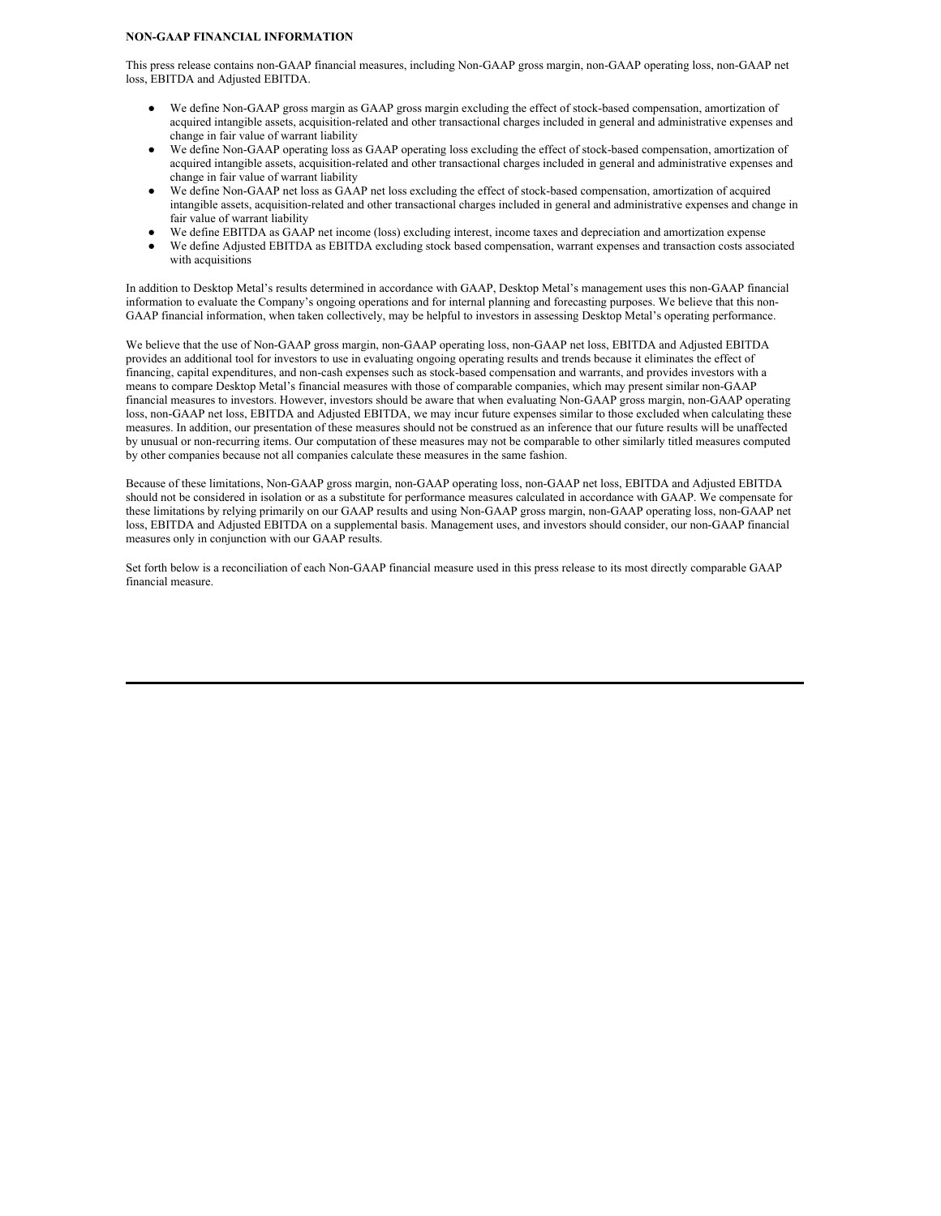**NON-GAAP FINANCIAL INFORMATION**

This press release contains non-GAAP financial measures, including Non-GAAP gross margin, non-GAAP operating loss, non-GAAP net loss, EBITDA and Adjusted EBITDA.

- We define Non-GAAP gross margin as GAAP gross margin excluding the effect of stock-based compensation, amortization of acquired intangible assets, acquisition-related and other transactional charges included in general and administrative expenses and change in fair value of warrant liability
- We define Non-GAAP operating loss as GAAP operating loss excluding the effect of stock-based compensation, amortization of acquired intangible assets, acquisition-related and other transactional charges included in general and administrative expenses and change in fair value of warrant liability
- We define Non-GAAP net loss as GAAP net loss excluding the effect of stock-based compensation, amortization of acquired intangible assets, acquisition-related and other transactional charges included in general and administrative expenses and change in fair value of warrant liability
- We define EBITDA as GAAP net income (loss) excluding interest, income taxes and depreciation and amortization expense
- We define Adjusted EBITDA as EBITDA excluding stock based compensation, warrant expenses and transaction costs associated with acquisitions

In addition to Desktop Metal's results determined in accordance with GAAP, Desktop Metal's management uses this non-GAAP financial information to evaluate the Company's ongoing operations and for internal planning and forecasting purposes. We believe that this non-GAAP financial information, when taken collectively, may be helpful to investors in assessing Desktop Metal's operating performance.

We believe that the use of Non-GAAP gross margin, non-GAAP operating loss, non-GAAP net loss, EBITDA and Adjusted EBITDA provides an additional tool for investors to use in evaluating ongoing operating results and trends because it eliminates the effect of financing, capital expenditures, and non-cash expenses such as stock-based compensation and warrants, and provides investors with a means to compare Desktop Metal's financial measures with those of comparable companies, which may present similar non-GAAP financial measures to investors. However, investors should be aware that when evaluating Non-GAAP gross margin, non-GAAP operating loss, non-GAAP net loss, EBITDA and Adjusted EBITDA, we may incur future expenses similar to those excluded when calculating these measures. In addition, our presentation of these measures should not be construed as an inference that our future results will be unaffected by unusual or non-recurring items. Our computation of these measures may not be comparable to other similarly titled measures computed by other companies because not all companies calculate these measures in the same fashion.

Because of these limitations, Non-GAAP gross margin, non-GAAP operating loss, non-GAAP net loss, EBITDA and Adjusted EBITDA should not be considered in isolation or as a substitute for performance measures calculated in accordance with GAAP. We compensate for these limitations by relying primarily on our GAAP results and using Non-GAAP gross margin, non-GAAP operating loss, non-GAAP net loss, EBITDA and Adjusted EBITDA on a supplemental basis. Management uses, and investors should consider, our non-GAAP financial measures only in conjunction with our GAAP results.

Set forth below is a reconciliation of each Non-GAAP financial measure used in this press release to its most directly comparable GAAP financial measure.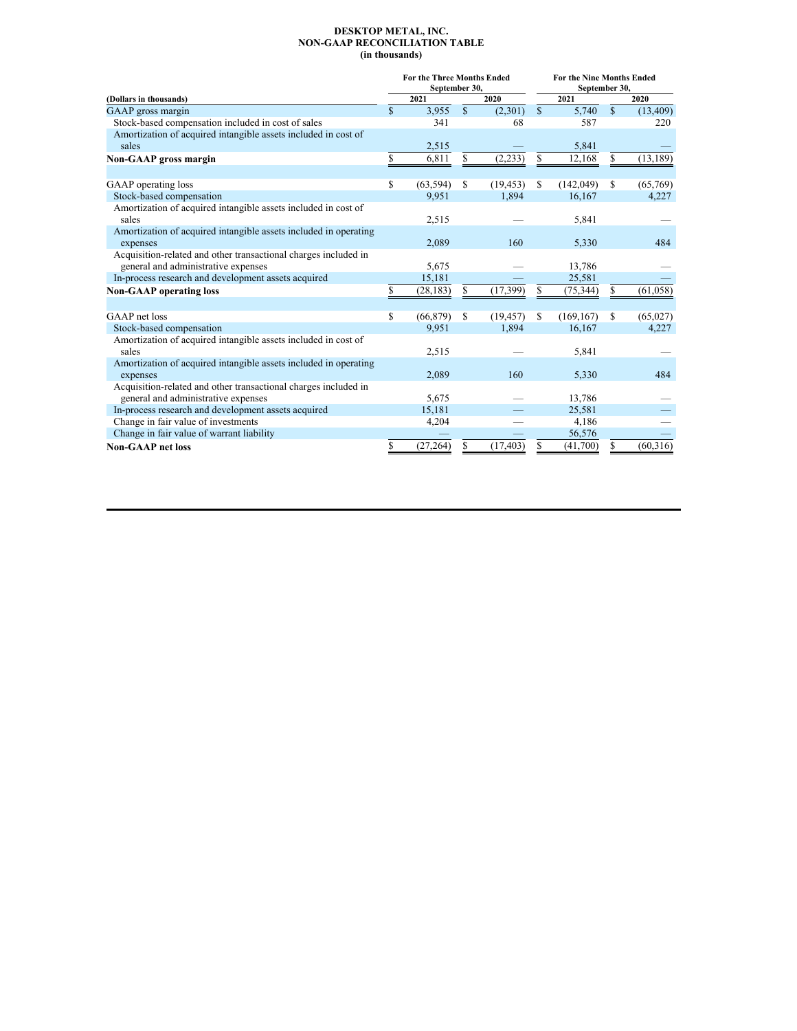# DESKTOP METAL, INC.
## NON-GAAP RECONCILIATION TABLE
### (in thousands)

| (Dollars in thousands) | For the Three Months Ended September 30, | | For the Nine Months Ended September 30, | |
|---|---|---|---|---|
| | 2021 | 2020 | 2021 | 2020 |
| GAAP gross margin | $ 3,955 | $ (2,301) | $ 5,740 | $ (13,409) |
| Stock-based compensation included in cost of sales | 341 | 68 | 587 | 220 |
| Amortization of acquired intangible assets included in cost of sales | 2,515 | — | 5,841 | — |
| **Non-GAAP gross margin** | $ 6,811 | $ (2,233) | $ 12,168 | $ (13,189) |
| | | | | |
| GAAP operating loss | $ (63,594) | $ (19,453) | $ (142,049) | $ (65,769) |
| Stock-based compensation | 9,951 | 1,894 | 16,167 | 4,227 |
| Amortization of acquired intangible assets included in cost of sales | 2,515 | — | 5,841 | — |
| Amortization of acquired intangible assets included in operating expenses | 2,089 | 160 | 5,330 | 484 |
| Acquisition-related and other transactional charges included in general and administrative expenses | 5,675 | — | 13,786 | — |
| In-process research and development assets acquired | 15,181 | — | 25,581 | — |
| **Non-GAAP operating loss** | $ (28,183) | $ (17,399) | $ (75,344) | $ (61,058) |
| | | | | |
| GAAP net loss | $ (66,879) | $ (19,457) | $ (169,167) | $ (65,027) |
| Stock-based compensation | 9,951 | 1,894 | 16,167 | 4,227 |
| Amortization of acquired intangible assets included in cost of sales | 2,515 | — | 5,841 | — |
| Amortization of acquired intangible assets included in operating expenses | 2,089 | 160 | 5,330 | 484 |
| Acquisition-related and other transactional charges included in general and administrative expenses | 5,675 | — | 13,786 | — |
| In-process research and development assets acquired | 15,181 | — | 25,581 | — |
| Change in fair value of investments | 4,204 | — | 4,186 | — |
| Change in fair value of warrant liability | — | — | 56,576 | — |
| **Non-GAAP net loss** | $ (27,264) | $ (17,403) | $ (41,700) | $ (60,316) |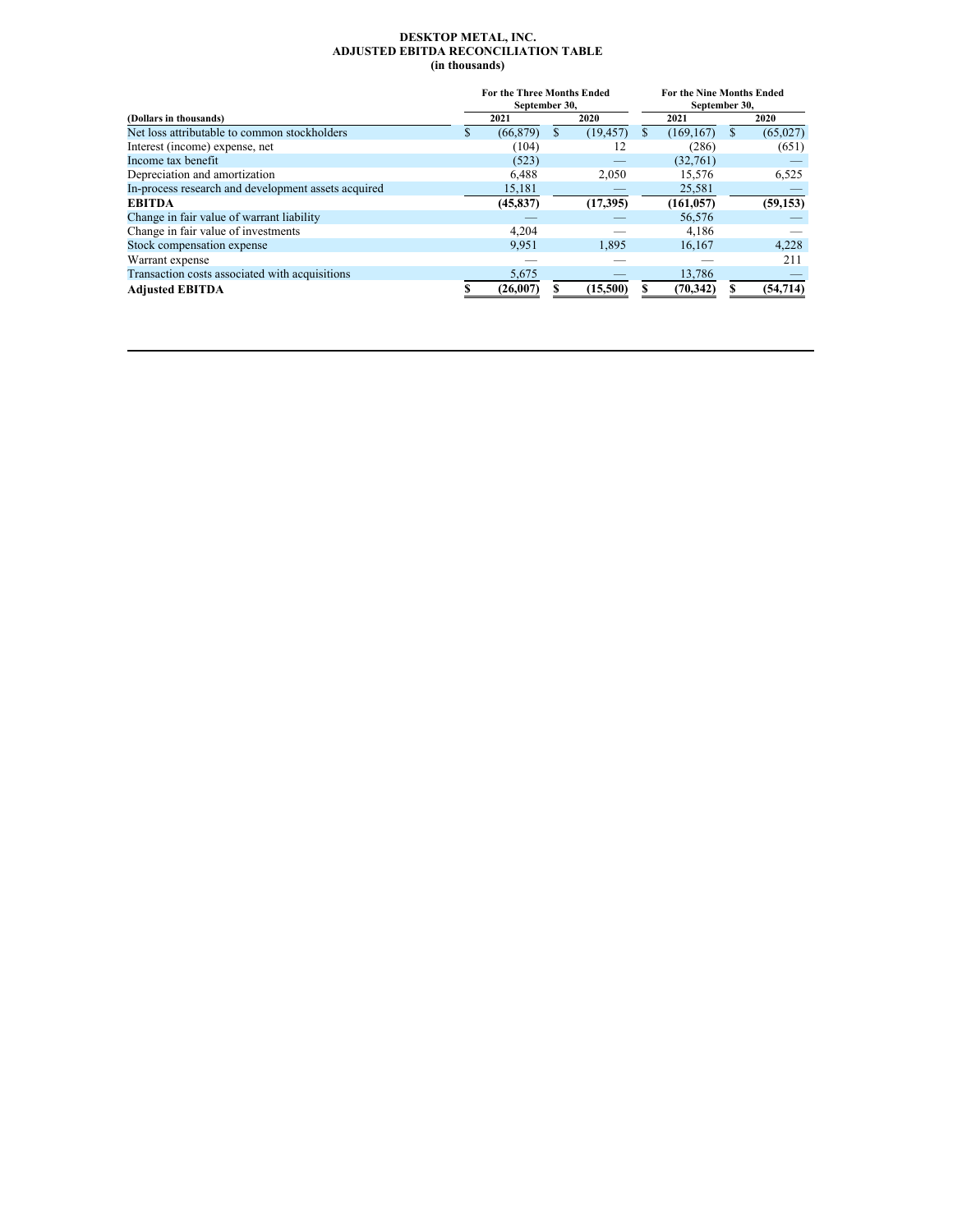**DESKTOP METAL, INC.**
**ADJUSTED EBITDA RECONCILIATION TABLE**
**(in thousands)**

| | For the Three Months Ended September 30, | | For the Nine Months Ended September 30, | |
|---|---|---|---|---|
| **(Dollars in thousands)** | **2021** | **2020** | **2021** | **2020** |
| Net loss attributable to common stockholders | $ (66,879) | $ (19,457) | $ (169,167) | $ (65,027) |
| Interest (income) expense, net | (104) | 12 | (286) | (651) |
| Income tax benefit | (523) | — | (32,761) | — |
| Depreciation and amortization | 6,488 | 2,050 | 15,576 | 6,525 |
| In-process research and development assets acquired | 15,181 | — | 25,581 | — |
| **EBITDA** | **(45,837)** | **(17,395)** | **(161,057)** | **(59,153)** |
| Change in fair value of warrant liability | — | — | 56,576 | — |
| Change in fair value of investments | 4,204 | — | 4,186 | — |
| Stock compensation expense | 9,951 | 1,895 | 16,167 | 4,228 |
| Warrant expense | — | — | — | 211 |
| Transaction costs associated with acquisitions | 5,675 | — | 13,786 | — |
| **Adjusted EBITDA** | **$ (26,007)** | **$ (15,500)** | **$ (70,342)** | **$ (54,714)** |